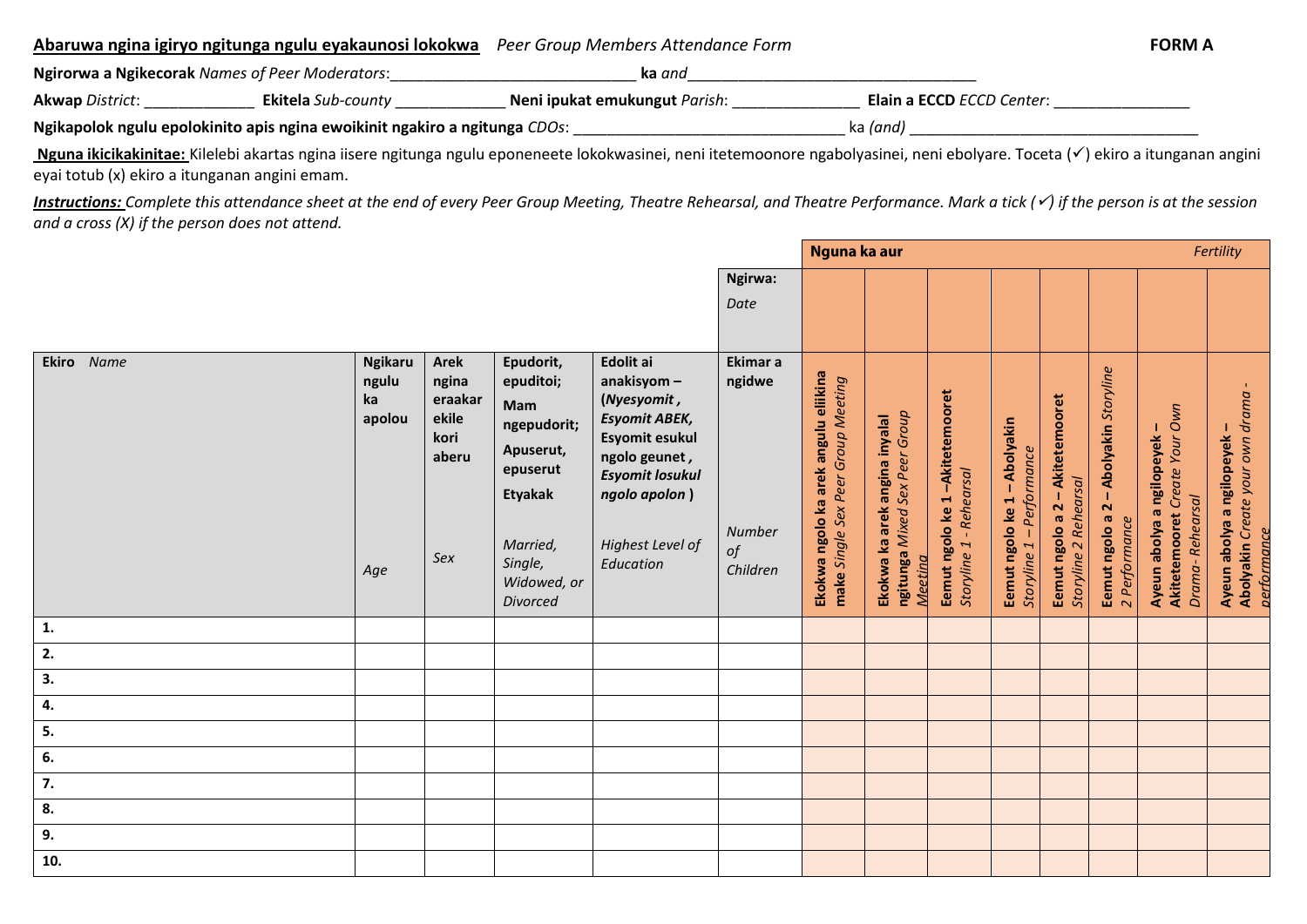**Abaruwa ngina igiryo ngitunga ngulu eyakaunosi lokokwa** *Peer Group Members Attendance Form* **FORM A**

**Ngirorwa a Ngikecorak** *Names of Peer Moderators*:_____________________________ **ka** *and*__________________________________

**Akwap** *District*: _____________ **Ekitela** *Sub-county* _____________ **Neni ipukat emukungut** *Parish*: _______________ **Elain a ECCD** *ECCD Center*: ________________

**Ngikapolok ngulu epolokinito apis ngina ewoikinit ngakiro a ngitunga** *CDOs*: ________________________________ ka *(and)* ___________________________________

**Nguna ikicikakinitae:** Kilelebi akartas ngina iisere ngitunga ngulu eponeneete lokokwasinei, neni itetemoonore ngabolyasinei, neni ebolyare. Toceta (✓) ekiro a itunganan angini eyai totub (x) ekiro a itunganan angini emam.

***Instructions:*** *Complete this attendance sheet at the end of every Peer Group Meeting, Theatre Rehearsal, and Theatre Performance. Mark a tick (✓) if the person is at the session and a cross (X) if the person does not attend.*

| | | | | | **Ngirwa:** *Date* | **Nguna ka aur** *Fertility* | | | | | | | |
|---|---|---|---|---|---|---|---|---|---|---|---|---|---|
| **Ekiro** *Name* | **Ngikaru ngulu ka apolou** *Age* | **Arek ngina eraakar ekile kori aberu** *Sex* | **Epudorit, epuditoi; Mam ngepudorit; Apuserut, epuserut Etyakak** *Married, Single, Widowed, or Divorced* | **Edolit ai anakisyom – (*Nyesyomit*, *Esyomit ABEK*, Esyomit esukul ngolo geunet, *Esyomit losukul ngolo apolon*)** *Highest Level of Education* | **Ekimar a ngidwe** *Number of Children* | **Ekokwa ngolo ka arek angulu elikina make** *Single Sex Peer Group Meeting* | **Ekokwa ka arek angina inyalal ngitunga** *Mixed Sex Peer Group Meeting* | **Eemut ngolo ke 1 –Akitetemooret** *Storyline 1 - Rehearsal* | **Eemut ngolo ke 1 – Abolyakin** *Storyline 1 – Performance* | **Eemut ngolo a 2 – Akitetemooret** *Storyline 2 Rehearsal* | **Eemut ngolo a 2 – Abolyakin** *Storyline 2 Performance* | **Ayeun abolya a ngilopeyek – Akitetemooret** *Create Your Own Drama- Rehearsal* | **Ayeun abolya a ngilopeyek – Abolyakin** *Create your own drama - performance* |
| **1.** | | | | | | | | | | | | | |
| **2.** | | | | | | | | | | | | | |
| **3.** | | | | | | | | | | | | | |
| **4.** | | | | | | | | | | | | | |
| **5.** | | | | | | | | | | | | | |
| **6.** | | | | | | | | | | | | | |
| **7.** | | | | | | | | | | | | | |
| **8.** | | | | | | | | | | | | | |
| **9.** | | | | | | | | | | | | | |
| **10.** | | | | | | | | | | | | | |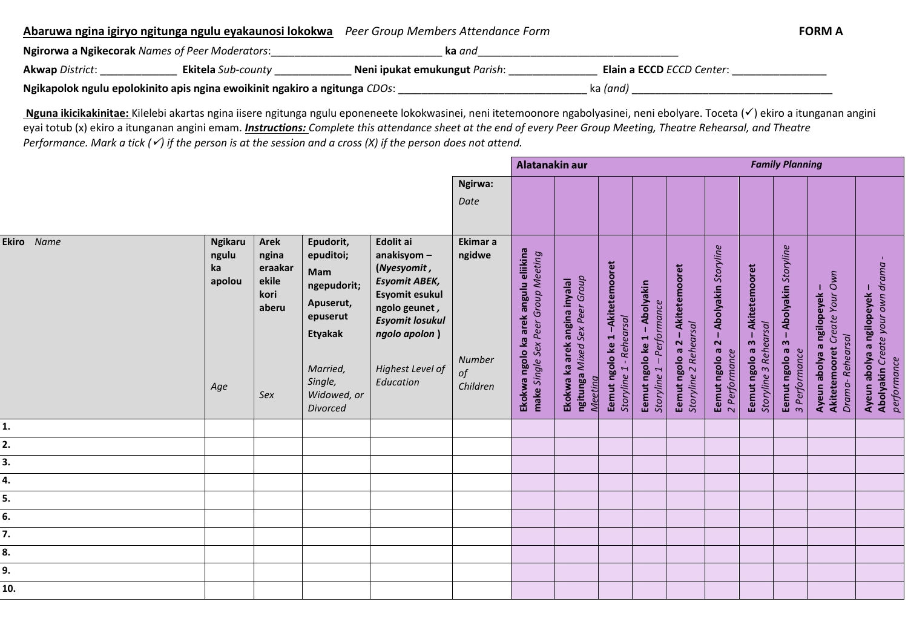**Abaruwa ngina igiryo ngitunga ngulu eyakaunosi lokokwa** *Peer Group Members Attendance Form* **FORM A**

**Ngirorwa a Ngikecorak** *Names of Peer Moderators*:______________________________ **ka** *and*___________________________________

**Akwap** *District*: _____________ **Ekitela** *Sub-county* _____________ **Neni ipukat emukungut** *Parish*: _______________ **Elain a ECCD** *ECCD Center*: ________________

**Ngikapolok ngulu epolokinito apis ngina ewoikinit ngakiro a ngitunga** *CDOs*: ________________________________ ka *(and)* ___________________________________

**Nguna ikicikakinitae:** Kilelebi akartas ngina iisere ngitunga ngulu eponeneete lokokwasinei, neni itetemoonore ngabolyasinei, neni ebolyare. Toceta (✓) ekiro a itunganan angini eyai totub (x) ekiro a itunganan angini emam. ***Instructions:*** *Complete this attendance sheet at the end of every Peer Group Meeting, Theatre Rehearsal, and Theatre Performance. Mark a tick (✓) if the person is at the session and a cross (X) if the person does not attend.*

| | | | | | | **Alatanakin aur** *Family Planning* | | | | | | | | | |
|---|---|---|---|---|---|---|---|---|---|---|---|---|---|---|---|
| | | | | | **Ngirwa:** *Date* | | | | | | | | | | |
| **Ekiro** *Name* | **Ngikaru ngulu ka apolou** *Age* | **Arek ngina eraakar ekile kori aberu** *Sex* | **Epudorit, epuditoi; Mam ngepudorit; Apuserut, epuserut Etyakak** *Married, Single, Widowed, or Divorced* | **Edolit ai anakisyom – (*Nyesyomit*, *Esyomit ABEK*, Esyomit esukul ngolo geunet, *Esyomit losukul ngolo apolon*)** *Highest Level of Education* | **Ekimar a ngidwe** *Number of Children* | **Ekokwa ngolo ka arek angulu eliikina make** *Single Sex Peer Group Meeting* | **Ekokwa ka arek angina inyalal ngitunga** *Mixed Sex Peer Group Meeting* | **Eemut ngolo ke 1 –Akitetemooret** *Storyline 1 - Rehearsal* | **Eemut ngolo ke 1 – Abolyakin** *Storyline 1 – Performance* | **Eemut ngolo a 2 – Akitetemooret** *Storyline 2 Rehearsal* | **Eemut ngolo a 2 – Abolyakin** *Storyline 2 Performance* | **Eemut ngolo a 3 – Akitetemooret** *Storyline 3 Rehearsal* | **Eemut ngolo a 3 – Abolyakin** *Storyline 3 Performance* | **Ayeun abolya a ngilopeyek – Akitetemooret** *Create Your Own Drama- Rehearsal* | **Ayeun abolya a ngilopeyek – Abolyakin** *Create your own drama - performance* |
| **1.** | | | | | | | | | | | | | | | |
| **2.** | | | | | | | | | | | | | | | |
| **3.** | | | | | | | | | | | | | | | |
| **4.** | | | | | | | | | | | | | | | |
| **5.** | | | | | | | | | | | | | | | |
| **6.** | | | | | | | | | | | | | | | |
| **7.** | | | | | | | | | | | | | | | |
| **8.** | | | | | | | | | | | | | | | |
| **9.** | | | | | | | | | | | | | | | |
| **10.** | | | | | | | | | | | | | | | |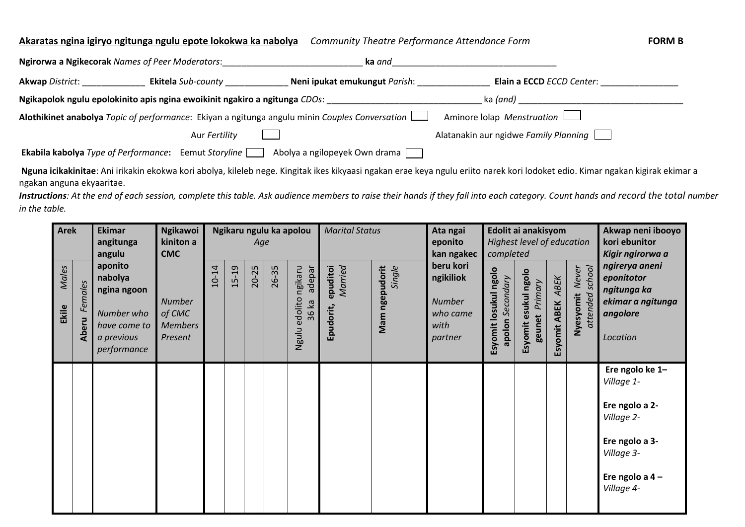**Akaratas ngina igiryo ngitunga ngulu epote lokokwa ka nabolya** *Community Theatre Performance Attendance Form* **FORM B**

**Ngirorwa a Ngikecorak** *Names of Peer Moderators*:______________________________ **ka** *and*___________________________________

**Akwap** *District*: _____________ **Ekitela** *Sub-county* _____________ **Neni ipukat emukungut** *Parish*: _______________ **Elain a ECCD** *ECCD Center*: ________________

**Ngikapolok ngulu epolokinito apis ngina ewoikinit ngakiro a ngitunga** *CDOs*: _________________________________ ka *(and)* ___________________________________

**Alothikinet anabolya** *Topic of performance*: Ekiyan a ngitunga angulu minin *Couples Conversation* ☐ Aminore lolap *Menstruation* ☐

Aur *Fertility* ☐ Alatanakin aur ngidwe *Family Planning* ☐

**Ekabila kabolya** *Type of Performance***:** Eemut *Storyline* ☐ Abolya a ngilopeyek Own drama ☐

**Nguna icikakinitae**: Ani irikakin ekokwa kori abolya, kileleb nege. Kingitak ikes kikyaasi ngakan erae keya ngulu eriito narek kori lodoket edio. Kimar ngakan kigirak ekimar a ngakan anguna ekyaaritae.

***Instructions****: At the end of each session, complete this table. Ask audience members to raise their hands if they fall into each category. Count hands and* *record the total* *number in the table.*

| **Arek** | | **Ekimar angitunga angulu aponito nabolya ngina ngoon** *Number who have come to a previous performance* | **Ngikawoi kiniton a CMC** *Number of CMC Members Present* | **Ngikaru ngulu ka apolou** *Age* | | | | | *Marital Status* | | **Ata ngai eponito kan ngakec beru kori ngikiliok** *Number who came with partner* | **Edolit ai anakisyom** *Highest level of education completed* | | | | **Akwap neni ibooyo kori ebunitor** ***Kigir ngirorwa a ngirerya aneni eponitotor ngitunga ka ekimar a ngitunga angolore*** *Location* |
|---|---|---|---|---|---|---|---|---|---|---|---|---|---|---|---|---|
| **Ekile** *Males* | **Aberu** *Females* | | | 10-14 | 15-19 | 20-25 | 26-35 | Ngulu edolito ngikaru 36 ka adepar | **Epudorit, epuditoi** *Married* | **Mam ngepudorit** *Single* | | **Esyomit losukul ngolo apolon** *Secondary* | **Esyomit esukul ngolo geunet** *Primary* | **Esyomit ABEK** *ABEK* | **Nyesyomit** *Never attended school* | |
| | | | | | | | | | | | | | | | | **Ere ngolo ke 1–** *Village 1-* <br><br> **Ere ngolo a 2-** *Village 2-* <br><br> **Ere ngolo a 3-** *Village 3-* <br><br> **Ere ngolo a 4 –** *Village 4-* |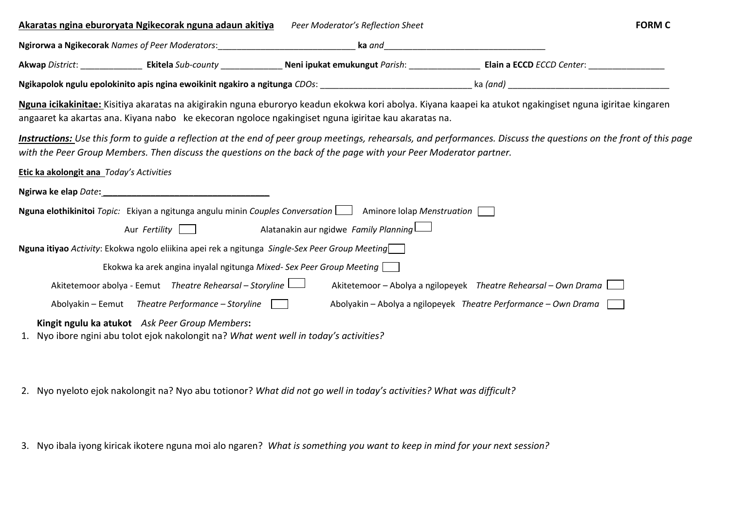**Akaratas ngina eburoryata Ngikecorak nguna adaun akitiya** *Peer Moderator's Reflection Sheet* **FORM C**

**Ngirorwa a Ngikecorak** *Names of Peer Moderators*:_____________________________ **ka** *and*__________________________________

**Akwap** *District*: _____________ **Ekitela** *Sub-county* _____________ **Neni ipukat emukungut** *Parish*: _______________ **Elain a ECCD** *ECCD Center*: ________________

**Ngikapolok ngulu epolokinito apis ngina ewoikinit ngakiro a ngitunga** *CDOs*: ________________________________ ka *(and)* __________________________________

**Nguna icikakinitae:** Kisitiya akaratas na akigirakin nguna eburoryo keadun ekokwa kori abolya. Kiyana kaapei ka atukot ngakingiset nguna igiritae kingaren angaaret ka akartas ana. Kiyana nabo ke ekecoran ngoloce ngakingiset nguna igiritae kau akaratas na.

***Instructions:*** *Use this form to guide a reflection at the end of peer group meetings, rehearsals, and performances. Discuss the questions on the front of this page with the Peer Group Members. Then discuss the questions on the back of the page with your Peer Moderator partner.*

**Etic ka akolongit ana** *Today's Activities*

**Ngirwa ke elap** *Date*:___________________________________

**Nguna elothikinitoi** *Topic:* Ekiyan a ngitunga angulu minin *Couples Conversation* ☐ Aminore lolap *Menstruation* ☐

Aur *Fertility* ☐ Alatanakin aur ngidwe *Family Planning* ☐

**Nguna itiyao** *Activity*: Ekokwa ngolo eliikina apei rek a ngitunga *Single-Sex Peer Group Meeting* ☐

Ekokwa ka arek angina inyalal ngitunga *Mixed- Sex Peer Group Meeting* ☐

Akitetemoor abolya - Eemut *Theatre Rehearsal – Storyline* ☐ Akitetemoor – Abolya a ngilopeyek *Theatre Rehearsal – Own Drama* ☐

Abolyakin – Eemut *Theatre Performance – Storyline* ☐ Abolyakin – Abolya a ngilopeyek *Theatre Performance – Own Drama* ☐

**Kingit ngulu ka atukot** *Ask Peer Group Members***:**

1. Nyo ibore ngini abu tolot ejok nakolongit na? *What went well in today's activities?*

2. Nyo nyeloto ejok nakolongit na? Nyo abu totionor? *What did not go well in today's activities? What was difficult?*

3. Nyo ibala iyong kiricak ikotere nguna moi alo ngaren? *What is something you want to keep in mind for your next session?*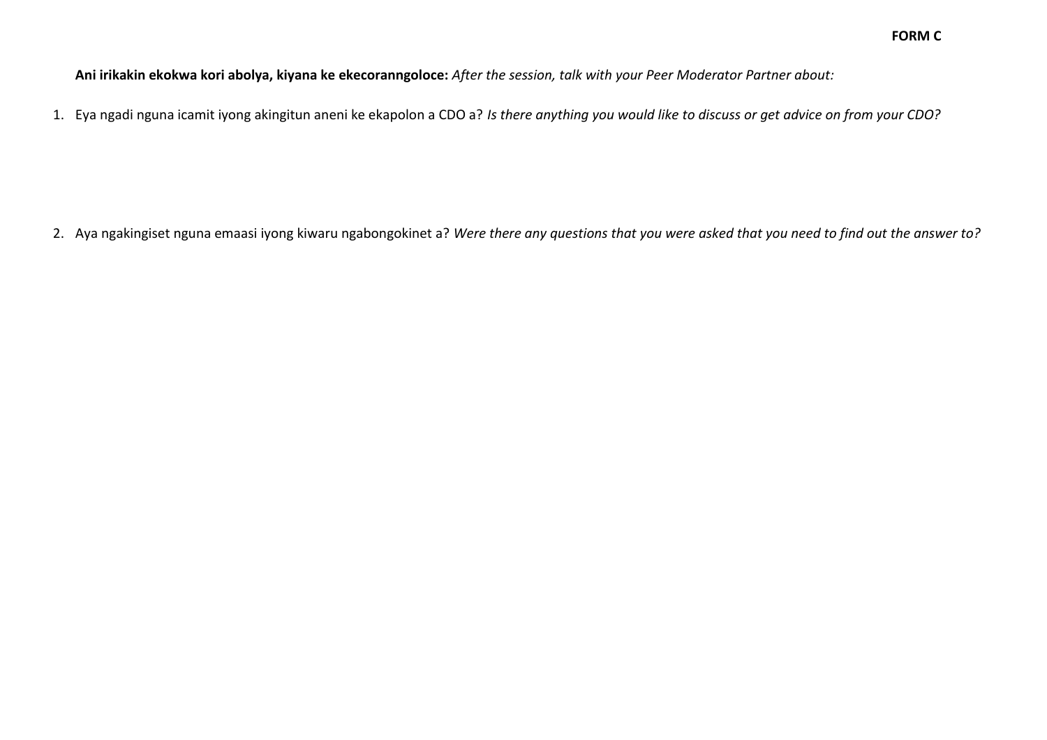**FORM C**

**Ani irikakin ekokwa kori abolya, kiyana ke ekecoranngoloce:** *After the session, talk with your Peer Moderator Partner about:*

1. Eya ngadi nguna icamit iyong akingitun aneni ke ekapolon a CDO a? *Is there anything you would like to discuss or get advice on from your CDO?*

2. Aya ngakingiset nguna emaasi iyong kiwaru ngabongokinet a? *Were there any questions that you were asked that you need to find out the answer to?*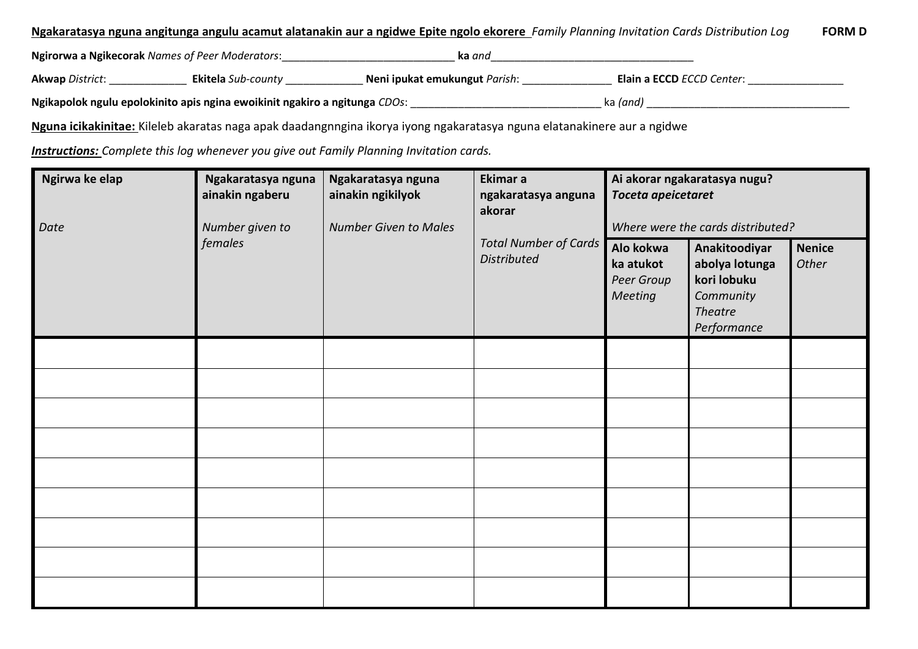**<u>Ngakaratasya nguna angitunga angulu acamut alatanakin aur a ngidwe Epite ngolo ekorere</u>** *Family Planning Invitation Cards Distribution Log* **FORM D**

**Ngirorwa a Ngikecorak** *Names of Peer Moderators*:______________________________ **ka** *and*___________________________________

**Akwap** *District*: _____________ **Ekitela** *Sub-county* _____________ **Neni ipukat emukungut** *Parish*: _______________ **Elain a ECCD** *ECCD Center*: ________________

**Ngikapolok ngulu epolokinito apis ngina ewoikinit ngakiro a ngitunga** *CDOs*: _________________________________ ka *(and)* ___________________________________

**<u>Nguna icikakinitae:</u>** Kileleb akaratas naga apak daadangnngina ikorya iyong ngakaratasya nguna elatanakinere aur a ngidwe

***<u>Instructions:</u>*** *Complete this log whenever you give out Family Planning Invitation cards.*

| **Ngirwa ke elap**<br><br>*Date* | **Ngakaratasya nguna ainakin ngaberu**<br><br>*Number given to females* | **Ngakaratasya nguna ainakin ngikilyok**<br><br>*Number Given to Males* | **Ekimar a ngakaratasya anguna akorar**<br><br>*Total Number of Cards Distributed* | **Ai akorar ngakaratasya nugu?** ***Toceta apeicetaret***<br><br>*Where were the cards distributed?* | | |
|---|---|---|---|---|---|---|
| | | | | **Alo kokwa ka atukot** *Peer Group Meeting* | **Anakitoodiyar abolya lotunga kori lobuku** *Community Theatre Performance* | **Nenice** *Other* |
| | | | | | | |
| | | | | | | |
| | | | | | | |
| | | | | | | |
| | | | | | | |
| | | | | | | |
| | | | | | | |
| | | | | | | |
| | | | | | | |